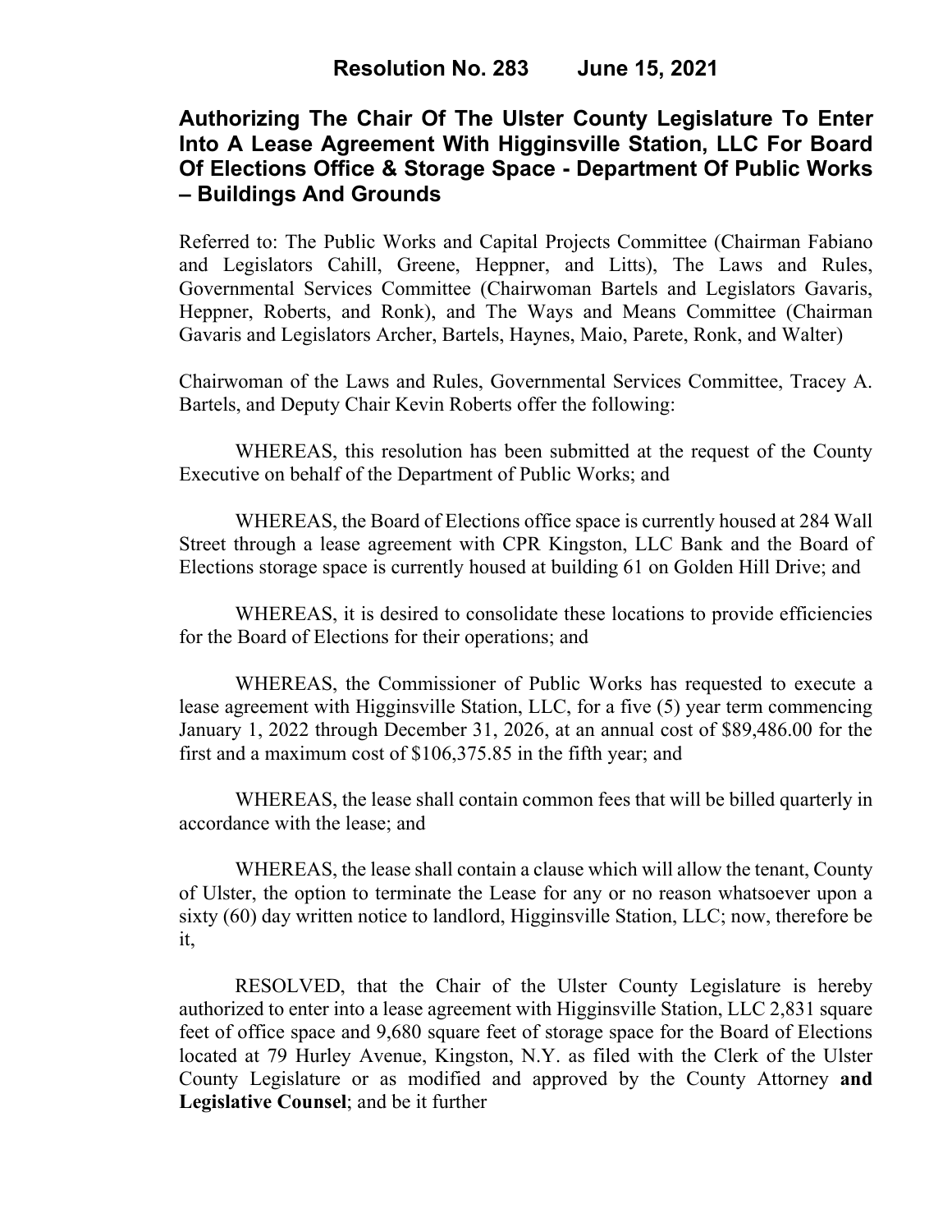# Resolution No. 283 June 15, 2021

## Authorizing The Chair Of The Ulster County Legislature To Enter Into A Lease Agreement With Higginsville Station, LLC For Board Of Elections Office & Storage Space - Department Of Public Works – Buildings And Grounds

Referred to: The Public Works and Capital Projects Committee (Chairman Fabiano and Legislators Cahill, Greene, Heppner, and Litts), The Laws and Rules, Governmental Services Committee (Chairwoman Bartels and Legislators Gavaris, Heppner, Roberts, and Ronk), and The Ways and Means Committee (Chairman Gavaris and Legislators Archer, Bartels, Haynes, Maio, Parete, Ronk, and Walter)

Chairwoman of the Laws and Rules, Governmental Services Committee, Tracey A. Bartels, and Deputy Chair Kevin Roberts offer the following:

WHEREAS, this resolution has been submitted at the request of the County Executive on behalf of the Department of Public Works; and

WHEREAS, the Board of Elections office space is currently housed at 284 Wall Street through a lease agreement with CPR Kingston, LLC Bank and the Board of Elections storage space is currently housed at building 61 on Golden Hill Drive; and

WHEREAS, it is desired to consolidate these locations to provide efficiencies for the Board of Elections for their operations; and

WHEREAS, the Commissioner of Public Works has requested to execute a lease agreement with Higginsville Station, LLC, for a five (5) year term commencing January 1, 2022 through December 31, 2026, at an annual cost of $89,486.00 for the first and a maximum cost of $106,375.85 in the fifth year; and

WHEREAS, the lease shall contain common fees that will be billed quarterly in accordance with the lease; and

WHEREAS, the lease shall contain a clause which will allow the tenant, County of Ulster, the option to terminate the Lease for any or no reason whatsoever upon a sixty (60) day written notice to landlord, Higginsville Station, LLC; now, therefore be it,

RESOLVED, that the Chair of the Ulster County Legislature is hereby authorized to enter into a lease agreement with Higginsville Station, LLC 2,831 square feet of office space and 9,680 square feet of storage space for the Board of Elections located at 79 Hurley Avenue, Kingston, N.Y. as filed with the Clerk of the Ulster County Legislature or as modified and approved by the County Attorney **and Legislative Counsel**; and be it further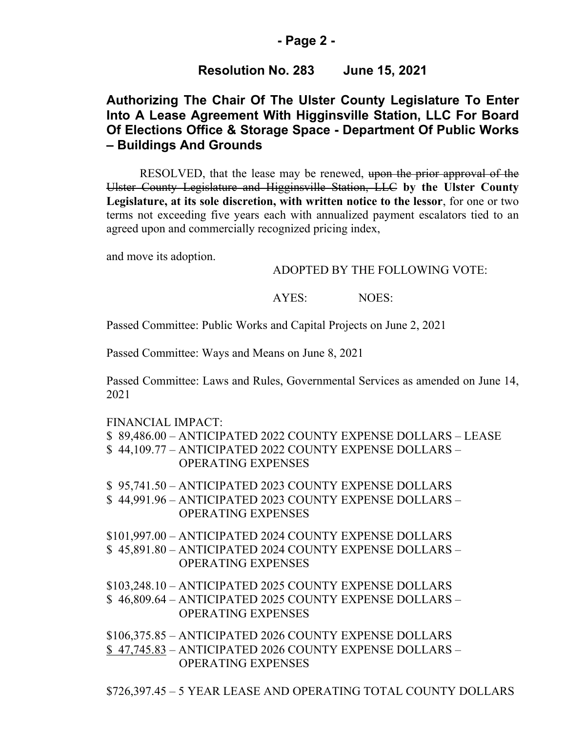## Resolution No. 283 June 15, 2021

## Authorizing The Chair Of The Ulster County Legislature To Enter Into A Lease Agreement With Higginsville Station, LLC For Board Of Elections Office & Storage Space - Department Of Public Works – Buildings And Grounds

RESOLVED, that the lease may be renewed, ~~upon the prior approval of the Ulster County Legislature and Higginsville Station, LLC~~ **by the Ulster County Legislature, at its sole discretion, with written notice to the lessor**, for one or two terms not exceeding five years each with annualized payment escalators tied to an agreed upon and commercially recognized pricing index,

and move its adoption.

ADOPTED BY THE FOLLOWING VOTE:

AYES: NOES:

Passed Committee: Public Works and Capital Projects on June 2, 2021

Passed Committee: Ways and Means on June 8, 2021

Passed Committee: Laws and Rules, Governmental Services as amended on June 14, 2021

FINANCIAL IMPACT:

$ 89,486.00 – ANTICIPATED 2022 COUNTY EXPENSE DOLLARS – LEASE
$ 44,109.77 – ANTICIPATED 2022 COUNTY EXPENSE DOLLARS – OPERATING EXPENSES

$ 95,741.50 – ANTICIPATED 2023 COUNTY EXPENSE DOLLARS
$ 44,991.96 – ANTICIPATED 2023 COUNTY EXPENSE DOLLARS – OPERATING EXPENSES

$101,997.00 – ANTICIPATED 2024 COUNTY EXPENSE DOLLARS
$ 45,891.80 – ANTICIPATED 2024 COUNTY EXPENSE DOLLARS – OPERATING EXPENSES

$103,248.10 – ANTICIPATED 2025 COUNTY EXPENSE DOLLARS
$ 46,809.64 – ANTICIPATED 2025 COUNTY EXPENSE DOLLARS – OPERATING EXPENSES

$106,375.85 – ANTICIPATED 2026 COUNTY EXPENSE DOLLARS
$ 47,745.83 – ANTICIPATED 2026 COUNTY EXPENSE DOLLARS – OPERATING EXPENSES

$726,397.45 – 5 YEAR LEASE AND OPERATING TOTAL COUNTY DOLLARS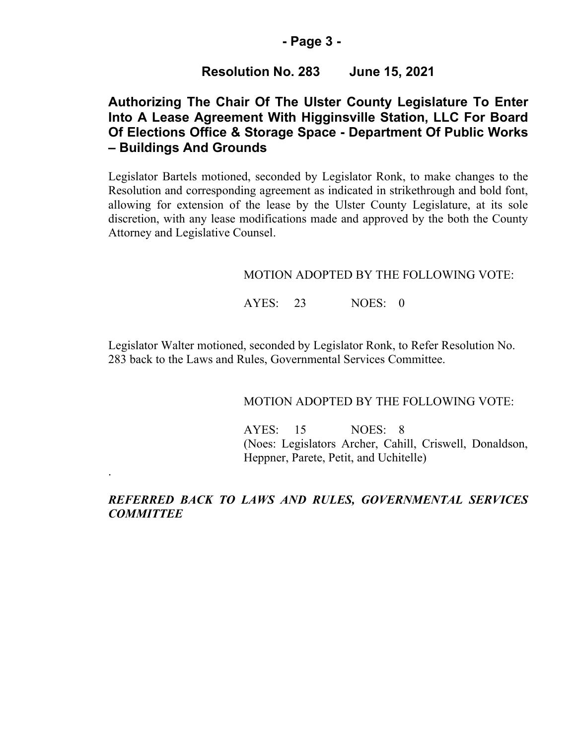## Resolution No. 283 June 15, 2021

### Authorizing The Chair Of The Ulster County Legislature To Enter Into A Lease Agreement With Higginsville Station, LLC For Board Of Elections Office & Storage Space - Department Of Public Works – Buildings And Grounds

Legislator Bartels motioned, seconded by Legislator Ronk, to make changes to the Resolution and corresponding agreement as indicated in strikethrough and bold font, allowing for extension of the lease by the Ulster County Legislature, at its sole discretion, with any lease modifications made and approved by the both the County Attorney and Legislative Counsel.

MOTION ADOPTED BY THE FOLLOWING VOTE:

AYES: 23 NOES: 0

Legislator Walter motioned, seconded by Legislator Ronk, to Refer Resolution No. 283 back to the Laws and Rules, Governmental Services Committee.

MOTION ADOPTED BY THE FOLLOWING VOTE:

AYES: 15 NOES: 8
(Noes: Legislators Archer, Cahill, Criswell, Donaldson, Heppner, Parete, Petit, and Uchitelle)

.

***REFERRED BACK TO LAWS AND RULES, GOVERNMENTAL SERVICES COMMITTEE***